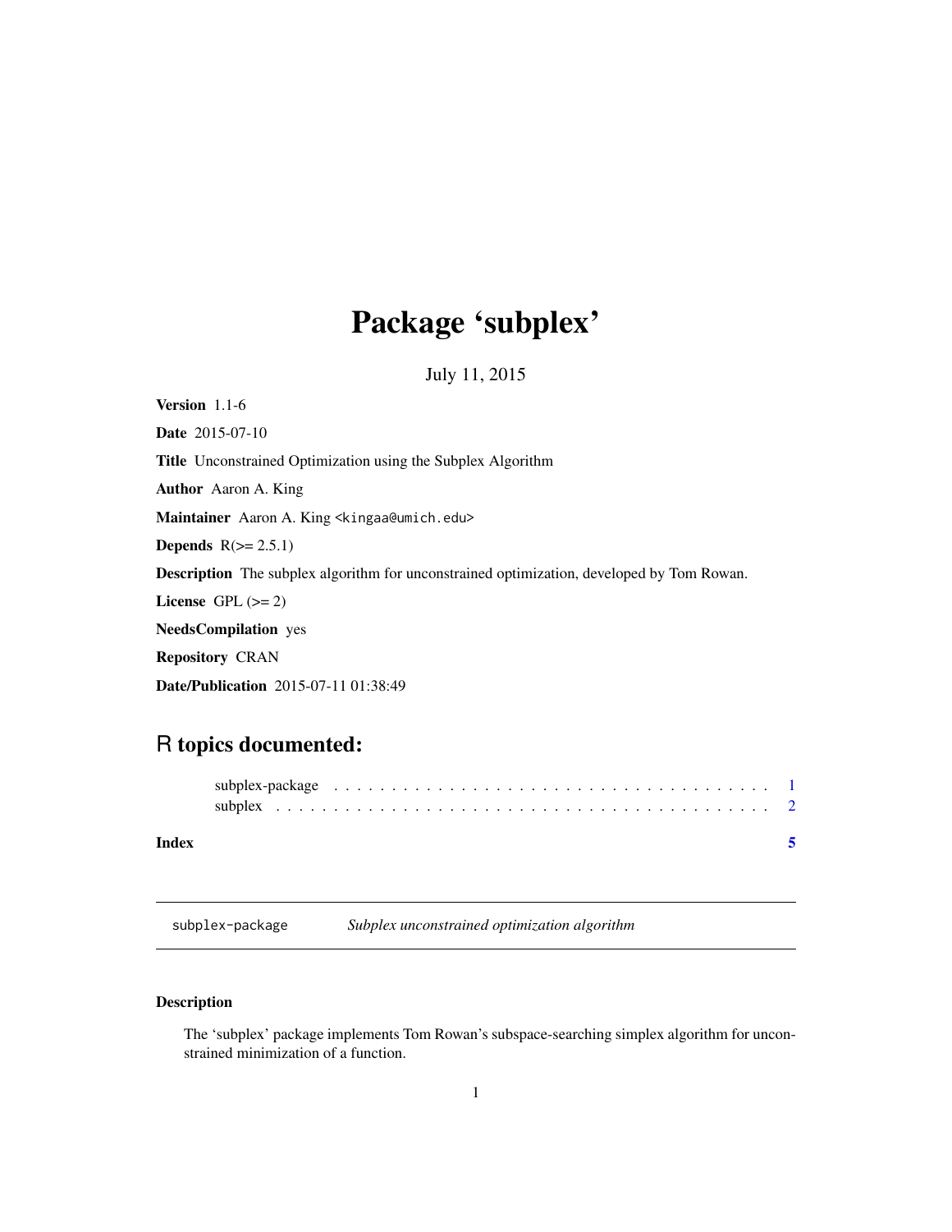# Package 'subplex'

July 11, 2015

**Version** 1.1-6

**Date** 2015-07-10

**Title** Unconstrained Optimization using the Subplex Algorithm

**Author** Aaron A. King

**Maintainer** Aaron A. King <kingaa@umich.edu>

**Depends** R(>= 2.5.1)

**Description** The subplex algorithm for unconstrained optimization, developed by Tom Rowan.

**License** GPL (>= 2)

**NeedsCompilation** yes

**Repository** CRAN

**Date/Publication** 2015-07-11 01:38:49

## R topics documented:

subplex-package . . . . . . . . . . . . . . . . . . . . . . . . . . . . . . . . . . . . . . 1
subplex . . . . . . . . . . . . . . . . . . . . . . . . . . . . . . . . . . . . . . . . . . . 2

**Index** **5**

---

subplex-package *Subplex unconstrained optimization algorithm*

---

### Description

The 'subplex' package implements Tom Rowan's subspace-searching simplex algorithm for unconstrained minimization of a function.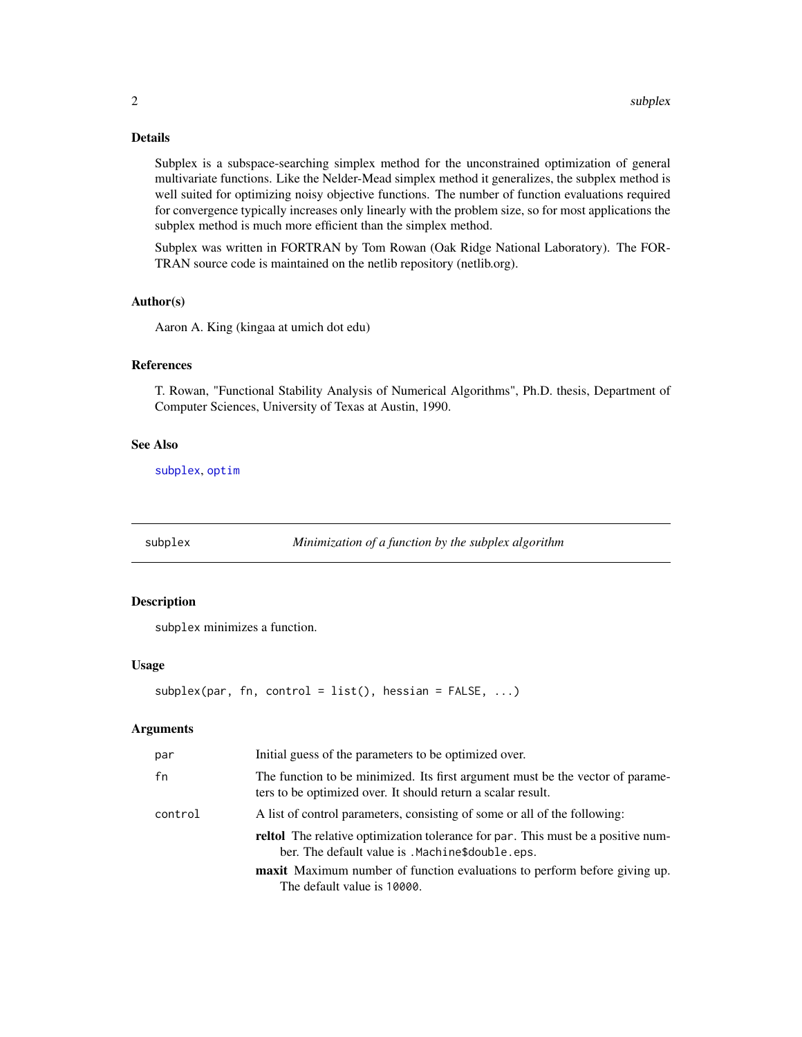### Details

Subplex is a subspace-searching simplex method for the unconstrained optimization of general multivariate functions. Like the Nelder-Mead simplex method it generalizes, the subplex method is well suited for optimizing noisy objective functions. The number of function evaluations required for convergence typically increases only linearly with the problem size, so for most applications the subplex method is much more efficient than the simplex method.

Subplex was written in FORTRAN by Tom Rowan (Oak Ridge National Laboratory). The FORTRAN source code is maintained on the netlib repository (netlib.org).

### Author(s)

Aaron A. King (kingaa at umich dot edu)

### References

T. Rowan, "Functional Stability Analysis of Numerical Algorithms", Ph.D. thesis, Department of Computer Sciences, University of Texas at Austin, 1990.

### See Also

subplex, optim

---

## subplex — *Minimization of a function by the subplex algorithm*

### Description

`subplex` minimizes a function.

### Usage

```
subplex(par, fn, control = list(), hessian = FALSE, ...)
```

### Arguments

| | |
|---|---|
| `par` | Initial guess of the parameters to be optimized over. |
| `fn` | The function to be minimized. Its first argument must be the vector of parameters to be optimized over. It should return a scalar result. |
| `control` | A list of control parameters, consisting of some or all of the following: |

- **reltol** The relative optimization tolerance for `par`. This must be a positive number. The default value is `.Machine$double.eps`.
- **maxit** Maximum number of function evaluations to perform before giving up. The default value is `10000`.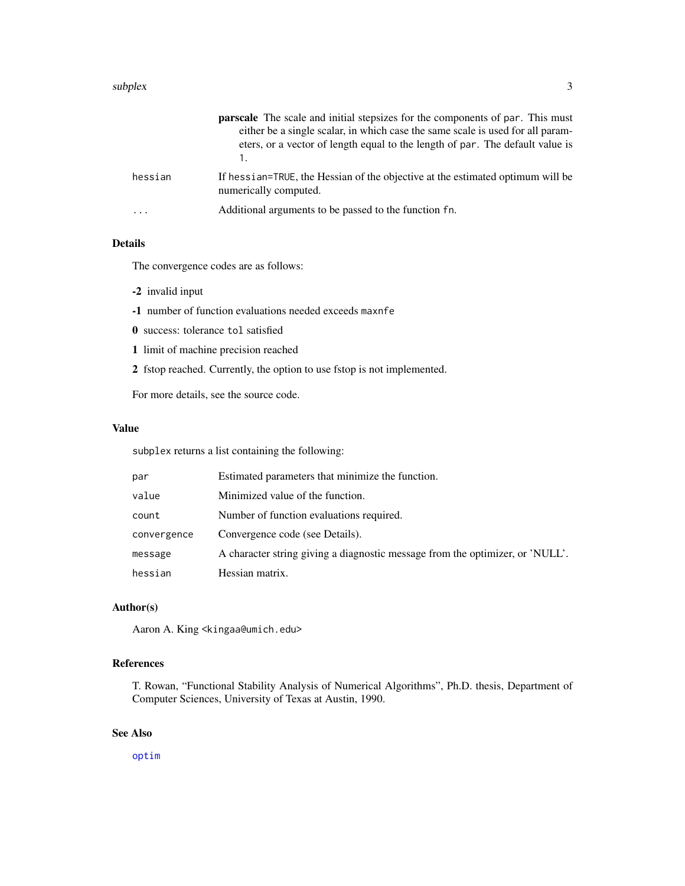**parscale** The scale and initial stepsizes for the components of `par`. This must either be a single scalar, in which case the same scale is used for all parameters, or a vector of length equal to the length of `par`. The default value is 1.

`hessian` If `hessian=TRUE`, the Hessian of the objective at the estimated optimum will be numerically computed.

`...` Additional arguments to be passed to the function `fn`.

### Details

The convergence codes are as follows:

- **-2** invalid input
- **-1** number of function evaluations needed exceeds `maxnfe`
- **0** success: tolerance `tol` satisfied
- **1** limit of machine precision reached
- **2** fstop reached. Currently, the option to use fstop is not implemented.

For more details, see the source code.

### Value

`subplex` returns a list containing the following:

| | |
|---|---|
| `par` | Estimated parameters that minimize the function. |
| `value` | Minimized value of the function. |
| `count` | Number of function evaluations required. |
| `convergence` | Convergence code (see Details). |
| `message` | A character string giving a diagnostic message from the optimizer, or 'NULL'. |
| `hessian` | Hessian matrix. |

### Author(s)

Aaron A. King <kingaa@umich.edu>

### References

T. Rowan, "Functional Stability Analysis of Numerical Algorithms", Ph.D. thesis, Department of Computer Sciences, University of Texas at Austin, 1990.

### See Also

`optim`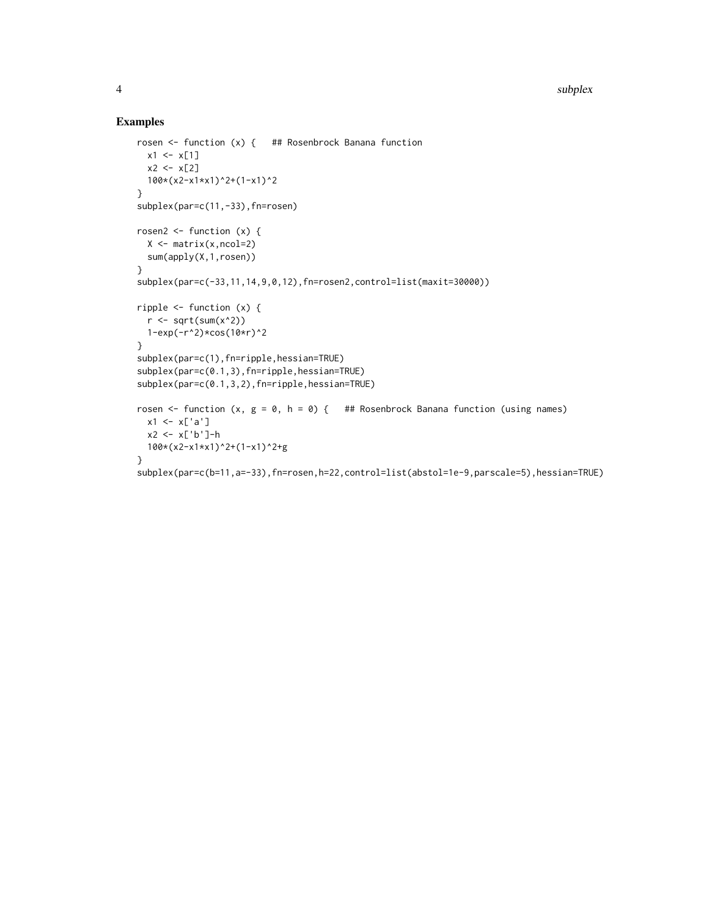## Examples

```
rosen <- function (x) {   ## Rosenbrock Banana function
  x1 <- x[1]
  x2 <- x[2]
  100*(x2-x1*x1)^2+(1-x1)^2
}
subplex(par=c(11,-33),fn=rosen)

rosen2 <- function (x) {
  X <- matrix(x,ncol=2)
  sum(apply(X,1,rosen))
}
subplex(par=c(-33,11,14,9,0,12),fn=rosen2,control=list(maxit=30000))

ripple <- function (x) {
  r <- sqrt(sum(x^2))
  1-exp(-r^2)*cos(10*r)^2
}
subplex(par=c(1),fn=ripple,hessian=TRUE)
subplex(par=c(0.1,3),fn=ripple,hessian=TRUE)
subplex(par=c(0.1,3,2),fn=ripple,hessian=TRUE)

rosen <- function (x, g = 0, h = 0) {   ## Rosenbrock Banana function (using names)
  x1 <- x['a']
  x2 <- x['b']-h
  100*(x2-x1*x1)^2+(1-x1)^2+g
}
subplex(par=c(b=11,a=-33),fn=rosen,h=22,control=list(abstol=1e-9,parscale=5),hessian=TRUE)
```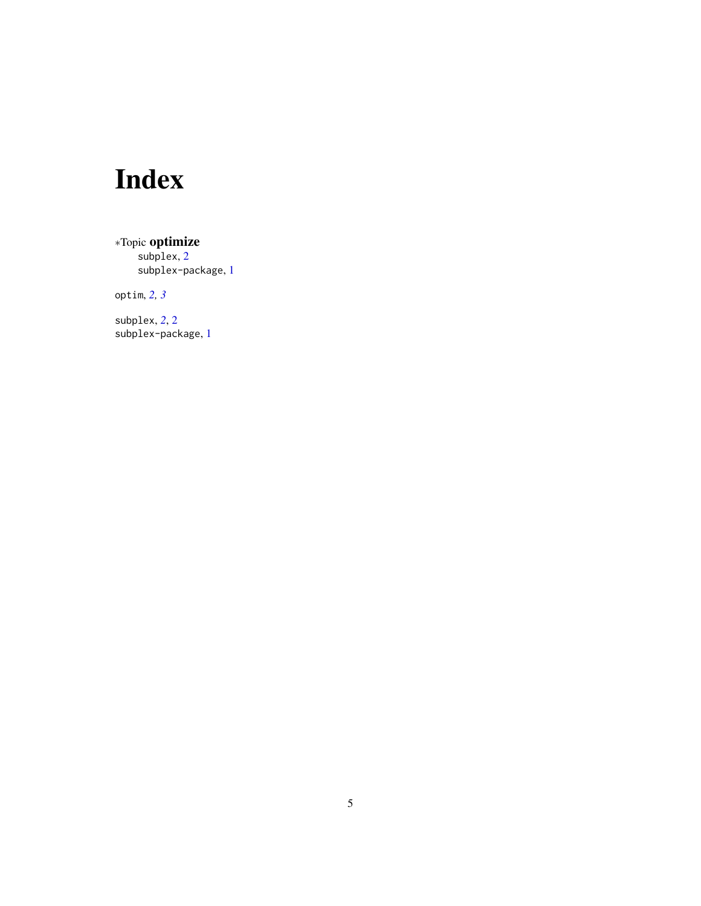# Index

∗Topic **optimize**

  subplex, 2
  subplex-package, 1

optim, *2, 3*

subplex, *2*, 2
subplex-package, 1